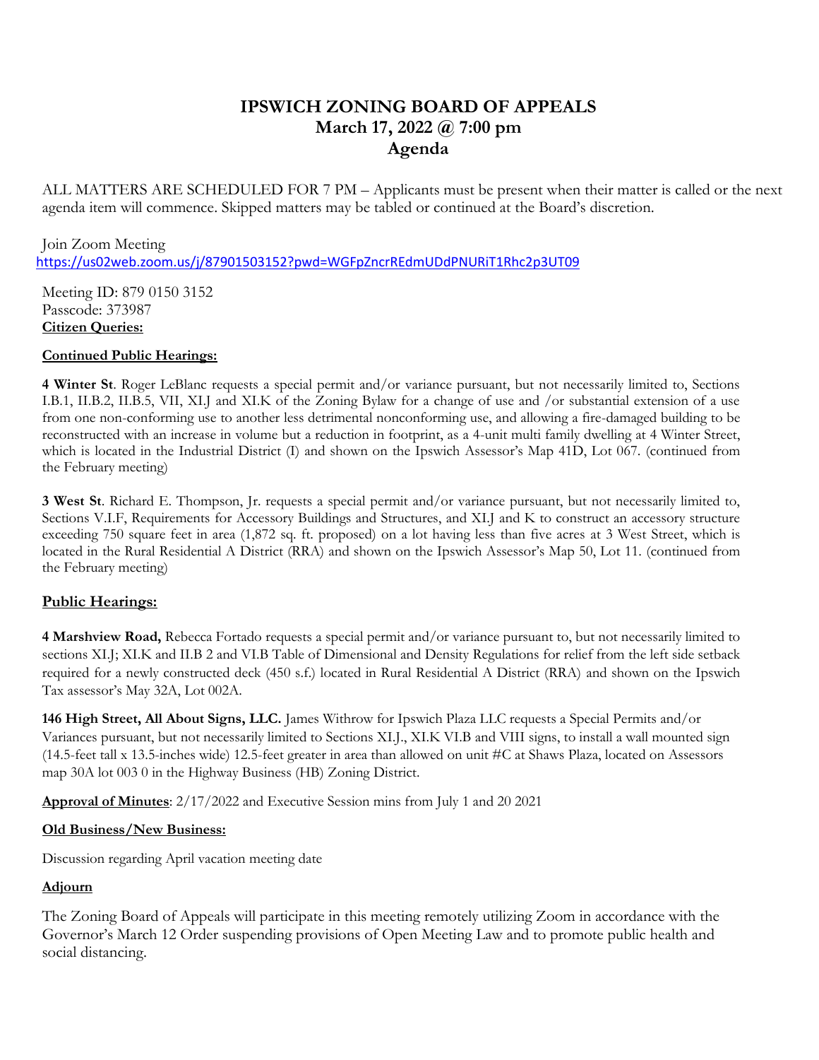# IPSWICH ZONING BOARD OF APPEALS
## March 17, 2022 @ 7:00 pm
## Agenda

ALL MATTERS ARE SCHEDULED FOR 7 PM – Applicants must be present when their matter is called or the next agenda item will commence. Skipped matters may be tabled or continued at the Board's discretion.

Join Zoom Meeting
https://us02web.zoom.us/j/87901503152?pwd=WGFpZncrREdmUDdPNURiT1Rhc2p3UT09

Meeting ID: 879 0150 3152
Passcode: 373987

**Citizen Queries:**

**Continued Public Hearings:**

**4 Winter St**. Roger LeBlanc requests a special permit and/or variance pursuant, but not necessarily limited to, Sections I.B.1, II.B.2, II.B.5, VII, XI.J and XI.K of the Zoning Bylaw for a change of use and /or substantial extension of a use from one non-conforming use to another less detrimental nonconforming use, and allowing a fire-damaged building to be reconstructed with an increase in volume but a reduction in footprint, as a 4-unit multi family dwelling at 4 Winter Street, which is located in the Industrial District (I) and shown on the Ipswich Assessor's Map 41D, Lot 067. (continued from the February meeting)

**3 West St**. Richard E. Thompson, Jr. requests a special permit and/or variance pursuant, but not necessarily limited to, Sections V.I.F, Requirements for Accessory Buildings and Structures, and XI.J and K to construct an accessory structure exceeding 750 square feet in area (1,872 sq. ft. proposed) on a lot having less than five acres at 3 West Street, which is located in the Rural Residential A District (RRA) and shown on the Ipswich Assessor's Map 50, Lot 11. (continued from the February meeting)

**Public Hearings:**

**4 Marshview Road,** Rebecca Fortado requests a special permit and/or variance pursuant to, but not necessarily limited to sections XI.J; XI.K and II.B 2 and VI.B Table of Dimensional and Density Regulations for relief from the left side setback required for a newly constructed deck (450 s.f.) located in Rural Residential A District (RRA) and shown on the Ipswich Tax assessor's May 32A, Lot 002A.

**146 High Street, All About Signs, LLC.** James Withrow for Ipswich Plaza LLC requests a Special Permits and/or Variances pursuant, but not necessarily limited to Sections XI.J., XI.K VI.B and VIII signs, to install a wall mounted sign (14.5-feet tall x 13.5-inches wide) 12.5-feet greater in area than allowed on unit #C at Shaws Plaza, located on Assessors map 30A lot 003 0 in the Highway Business (HB) Zoning District.

**Approval of Minutes**: 2/17/2022 and Executive Session mins from July 1 and 20 2021

**Old Business/New Business:**

Discussion regarding April vacation meeting date

**Adjourn**

The Zoning Board of Appeals will participate in this meeting remotely utilizing Zoom in accordance with the Governor's March 12 Order suspending provisions of Open Meeting Law and to promote public health and social distancing.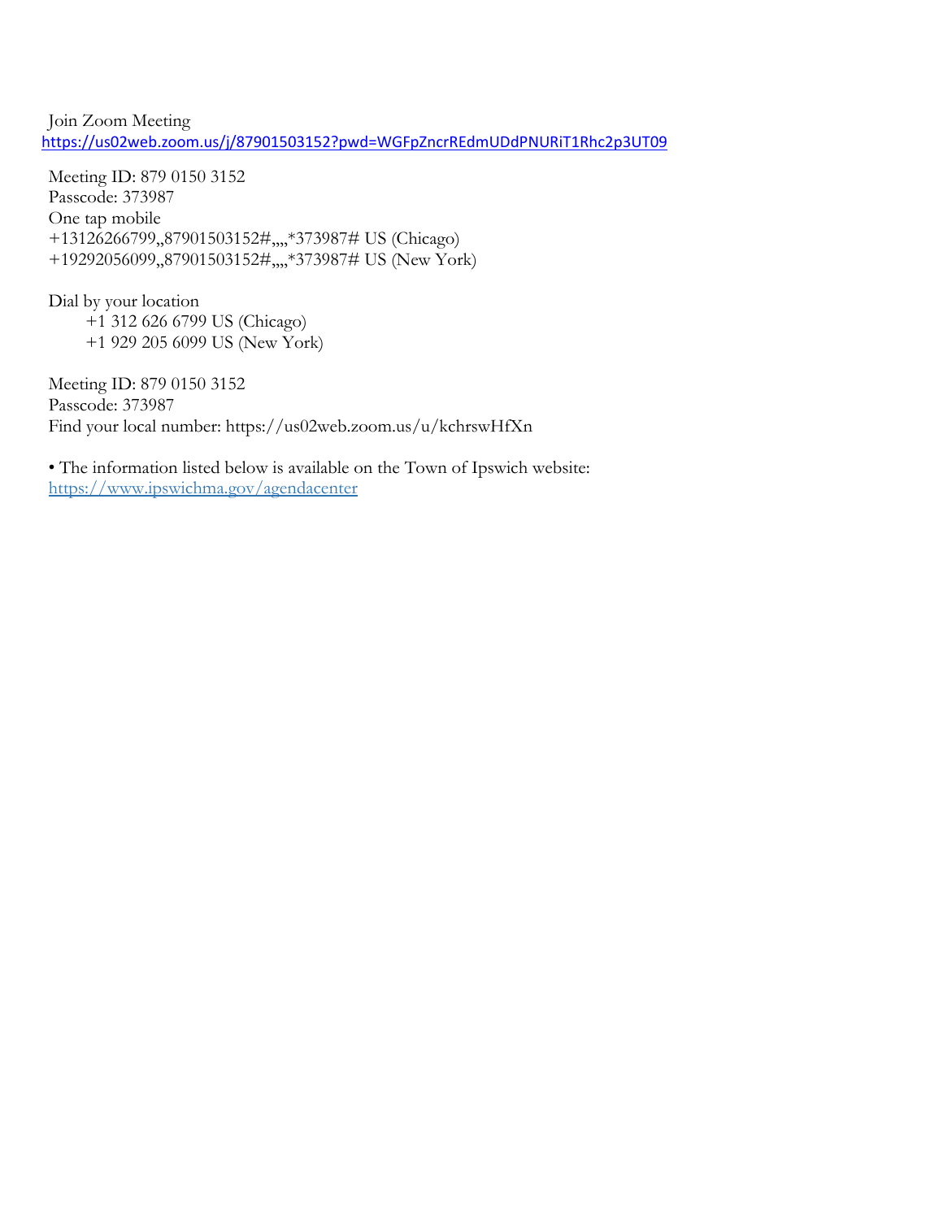Join Zoom Meeting
https://us02web.zoom.us/j/87901503152?pwd=WGFpZncrREdmUDdPNURiT1Rhc2p3UT09

Meeting ID: 879 0150 3152
Passcode: 373987
One tap mobile
+13126266799,,87901503152#,,,,*373987# US (Chicago)
+19292056099,,87901503152#,,,,*373987# US (New York)

Dial by your location
+1 312 626 6799 US (Chicago)
+1 929 205 6099 US (New York)

Meeting ID: 879 0150 3152
Passcode: 373987
Find your local number: https://us02web.zoom.us/u/kchrswHfXn

• The information listed below is available on the Town of Ipswich website:
https://www.ipswichma.gov/agendacenter